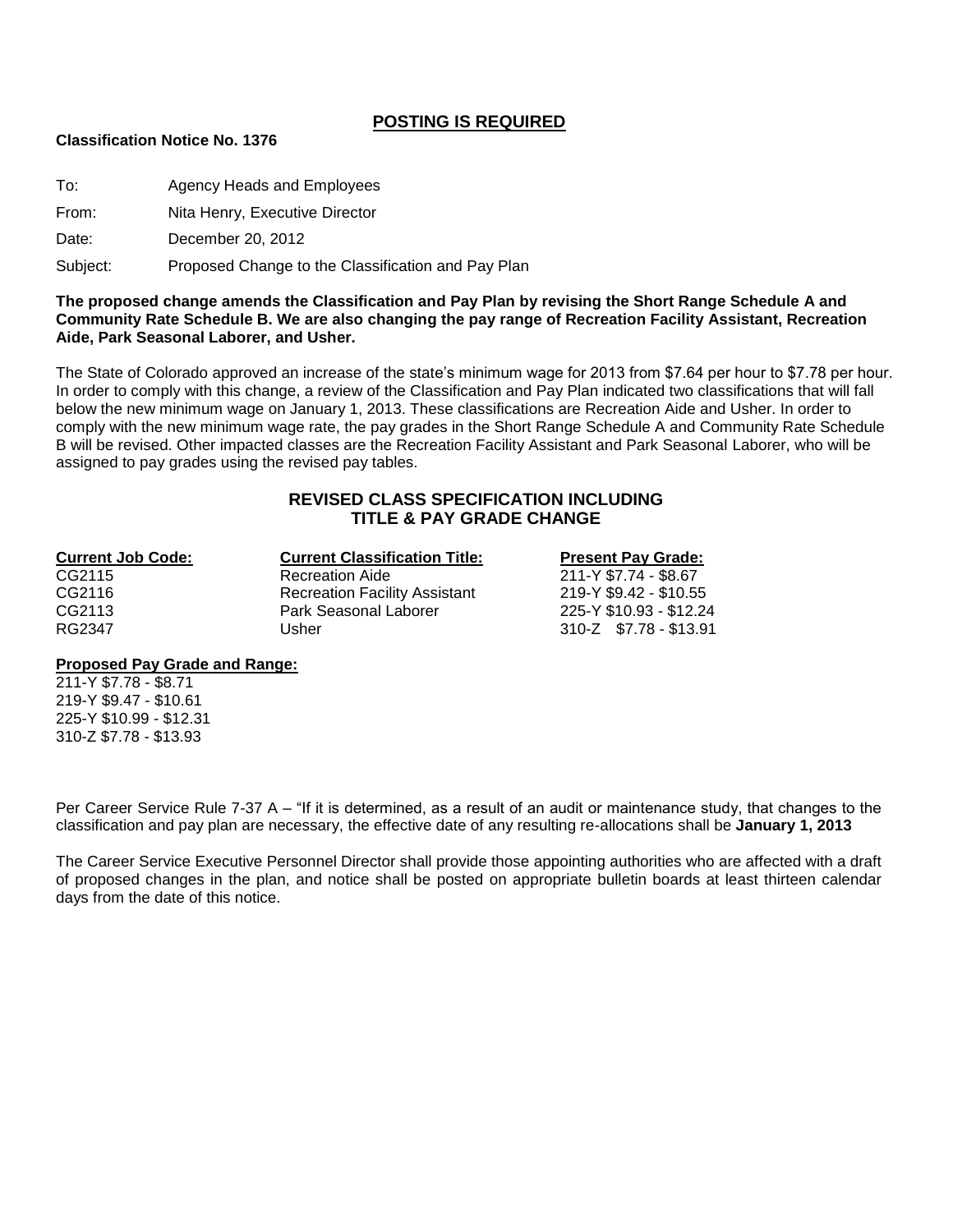## POSTING IS REQUIRED

**Classification Notice No. 1376**

| | |
|---|---|
| To: | Agency Heads and Employees |
| From: | Nita Henry, Executive Director |
| Date: | December 20, 2012 |
| Subject: | Proposed Change to the Classification and Pay Plan |

**The proposed change amends the Classification and Pay Plan by revising the Short Range Schedule A and Community Rate Schedule B. We are also changing the pay range of Recreation Facility Assistant, Recreation Aide, Park Seasonal Laborer, and Usher.**

The State of Colorado approved an increase of the state's minimum wage for 2013 from $7.64 per hour to $7.78 per hour. In order to comply with this change, a review of the Classification and Pay Plan indicated two classifications that will fall below the new minimum wage on January 1, 2013. These classifications are Recreation Aide and Usher. In order to comply with the new minimum wage rate, the pay grades in the Short Range Schedule A and Community Rate Schedule B will be revised. Other impacted classes are the Recreation Facility Assistant and Park Seasonal Laborer, who will be assigned to pay grades using the revised pay tables.

### REVISED CLASS SPECIFICATION INCLUDING TITLE & PAY GRADE CHANGE

| Current Job Code: | Current Classification Title: | Present Pay Grade: |
|---|---|---|
| CG2115 | Recreation Aide | 211-Y $7.74 - $8.67 |
| CG2116 | Recreation Facility Assistant | 219-Y $9.42 - $10.55 |
| CG2113 | Park Seasonal Laborer | 225-Y $10.93 - $12.24 |
| RG2347 | Usher | 310-Z $7.78 - $13.91 |

**Proposed Pay Grade and Range:**

211-Y $7.78 - $8.71
219-Y $9.47 - $10.61
225-Y $10.99 - $12.31
310-Z $7.78 - $13.93

Per Career Service Rule 7-37 A – "If it is determined, as a result of an audit or maintenance study, that changes to the classification and pay plan are necessary, the effective date of any resulting re-allocations shall be **January 1, 2013**

The Career Service Executive Personnel Director shall provide those appointing authorities who are affected with a draft of proposed changes in the plan, and notice shall be posted on appropriate bulletin boards at least thirteen calendar days from the date of this notice.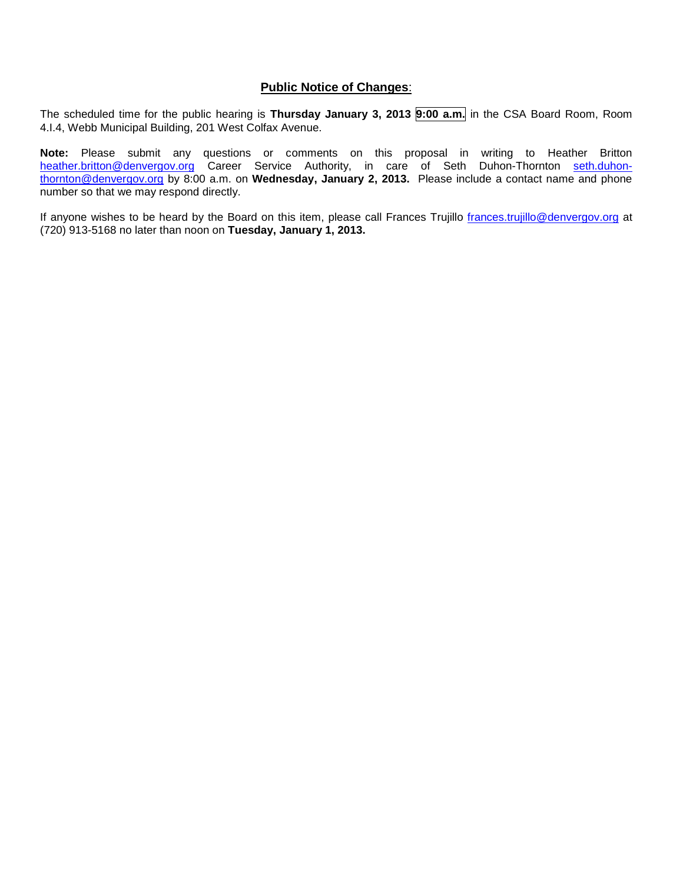**Public Notice of Changes**:

The scheduled time for the public hearing is **Thursday January 3, 2013** **9:00 a.m.** in the CSA Board Room, Room 4.I.4, Webb Municipal Building, 201 West Colfax Avenue.

**Note:** Please submit any questions or comments on this proposal in writing to Heather Britton heather.britton@denvergov.org Career Service Authority, in care of Seth Duhon-Thornton seth.duhon-thornton@denvergov.org by 8:00 a.m. on **Wednesday, January 2, 2013.** Please include a contact name and phone number so that we may respond directly.

If anyone wishes to be heard by the Board on this item, please call Frances Trujillo frances.trujillo@denvergov.org at (720) 913-5168 no later than noon on **Tuesday, January 1, 2013.**